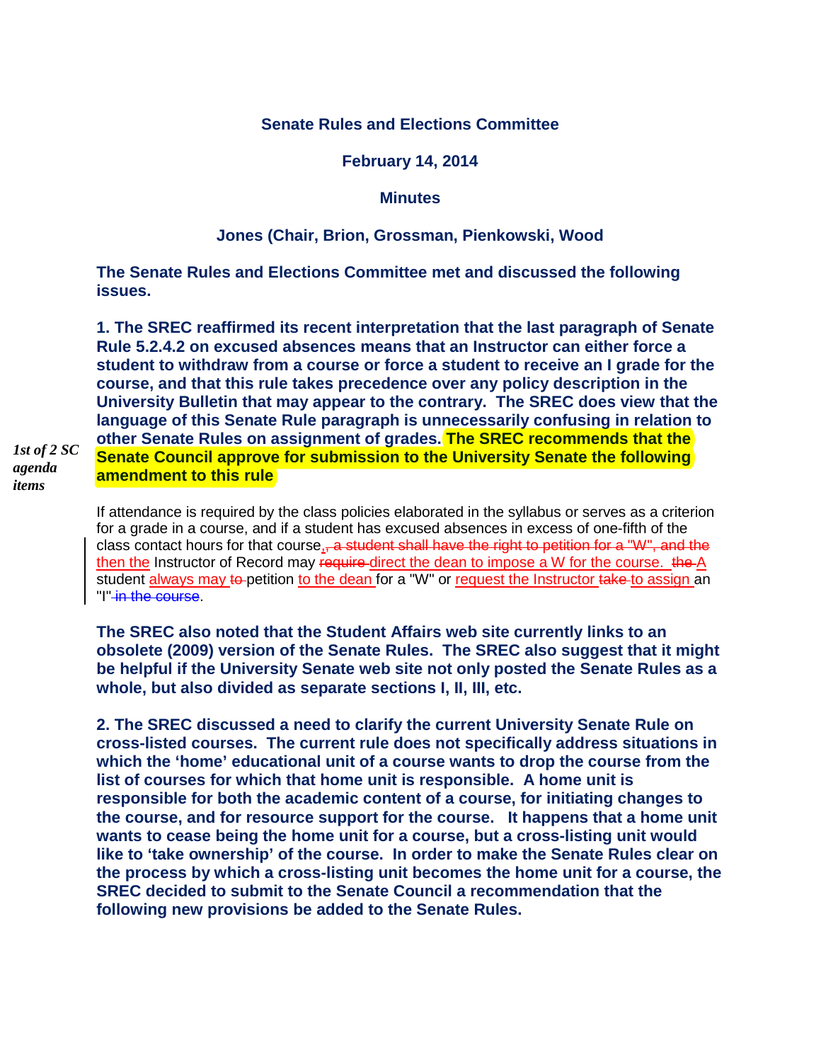**Senate Rules and Elections Committee**

**February 14, 2014**

**Minutes**

**Jones (Chair, Brion, Grossman, Pienkowski, Wood**

**The Senate Rules and Elections Committee met and discussed the following issues.**

*1st of 2 SC agenda items*

**1. The SREC reaffirmed its recent interpretation that the last paragraph of Senate Rule 5.2.4.2 on excused absences means that an Instructor can either force a student to withdraw from a course or force a student to receive an I grade for the course, and that this rule takes precedence over any policy description in the University Bulletin that may appear to the contrary. The SREC does view that the language of this Senate Rule paragraph is unnecessarily confusing in relation to other Senate Rules on assignment of grades. The SREC recommends that the Senate Council approve for submission to the University Senate the following amendment to this rule**

If attendance is required by the class policies elaborated in the syllabus or serves as a criterion for a grade in a course, and if a student has excused absences in excess of one-fifth of the class contact hours for that course, ~~, a student shall have the right to petition for a "W", and the~~ then the Instructor of Record may ~~require~~ direct the dean to impose a W for the course. ~~the~~ A student always may ~~to~~ petition to the dean for a "W" or request the Instructor ~~take~~ to assign an "I" ~~in the course~~.

**The SREC also noted that the Student Affairs web site currently links to an obsolete (2009) version of the Senate Rules. The SREC also suggest that it might be helpful if the University Senate web site not only posted the Senate Rules as a whole, but also divided as separate sections I, II, III, etc.**

**2. The SREC discussed a need to clarify the current University Senate Rule on cross-listed courses. The current rule does not specifically address situations in which the 'home' educational unit of a course wants to drop the course from the list of courses for which that home unit is responsible. A home unit is responsible for both the academic content of a course, for initiating changes to the course, and for resource support for the course. It happens that a home unit wants to cease being the home unit for a course, but a cross-listing unit would like to 'take ownership' of the course. In order to make the Senate Rules clear on the process by which a cross-listing unit becomes the home unit for a course, the SREC decided to submit to the Senate Council a recommendation that the following new provisions be added to the Senate Rules.**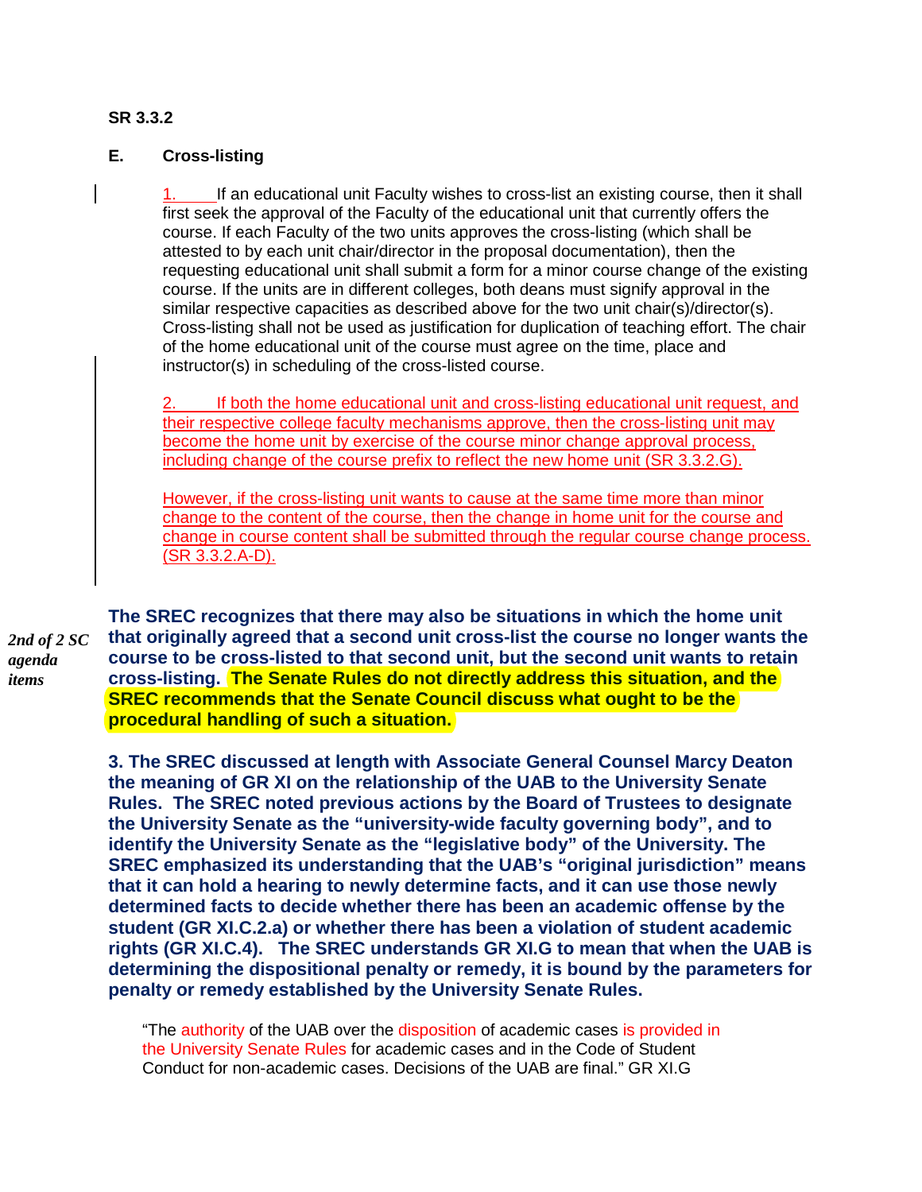**SR 3.3.2**

**E. Cross-listing**

1. If an educational unit Faculty wishes to cross-list an existing course, then it shall first seek the approval of the Faculty of the educational unit that currently offers the course. If each Faculty of the two units approves the cross-listing (which shall be attested to by each unit chair/director in the proposal documentation), then the requesting educational unit shall submit a form for a minor course change of the existing course. If the units are in different colleges, both deans must signify approval in the similar respective capacities as described above for the two unit chair(s)/director(s). Cross-listing shall not be used as justification for duplication of teaching effort. The chair of the home educational unit of the course must agree on the time, place and instructor(s) in scheduling of the cross-listed course.

2. If both the home educational unit and cross-listing educational unit request, and their respective college faculty mechanisms approve, then the cross-listing unit may become the home unit by exercise of the course minor change approval process, including change of the course prefix to reflect the new home unit (SR 3.3.2.G).

However, if the cross-listing unit wants to cause at the same time more than minor change to the content of the course, then the change in home unit for the course and change in course content shall be submitted through the regular course change process. (SR 3.3.2.A-D).

*2nd of 2 SC agenda items*

**The SREC recognizes that there may also be situations in which the home unit that originally agreed that a second unit cross-list the course no longer wants the course to be cross-listed to that second unit, but the second unit wants to retain cross-listing. The Senate Rules do not directly address this situation, and the SREC recommends that the Senate Council discuss what ought to be the procedural handling of such a situation.**

**3. The SREC discussed at length with Associate General Counsel Marcy Deaton the meaning of GR XI on the relationship of the UAB to the University Senate Rules. The SREC noted previous actions by the Board of Trustees to designate the University Senate as the "university-wide faculty governing body", and to identify the University Senate as the "legislative body" of the University. The SREC emphasized its understanding that the UAB's "original jurisdiction" means that it can hold a hearing to newly determine facts, and it can use those newly determined facts to decide whether there has been an academic offense by the student (GR XI.C.2.a) or whether there has been a violation of student academic rights (GR XI.C.4). The SREC understands GR XI.G to mean that when the UAB is determining the dispositional penalty or remedy, it is bound by the parameters for penalty or remedy established by the University Senate Rules.**

> "The authority of the UAB over the disposition of academic cases is provided in the University Senate Rules for academic cases and in the Code of Student Conduct for non-academic cases. Decisions of the UAB are final." GR XI.G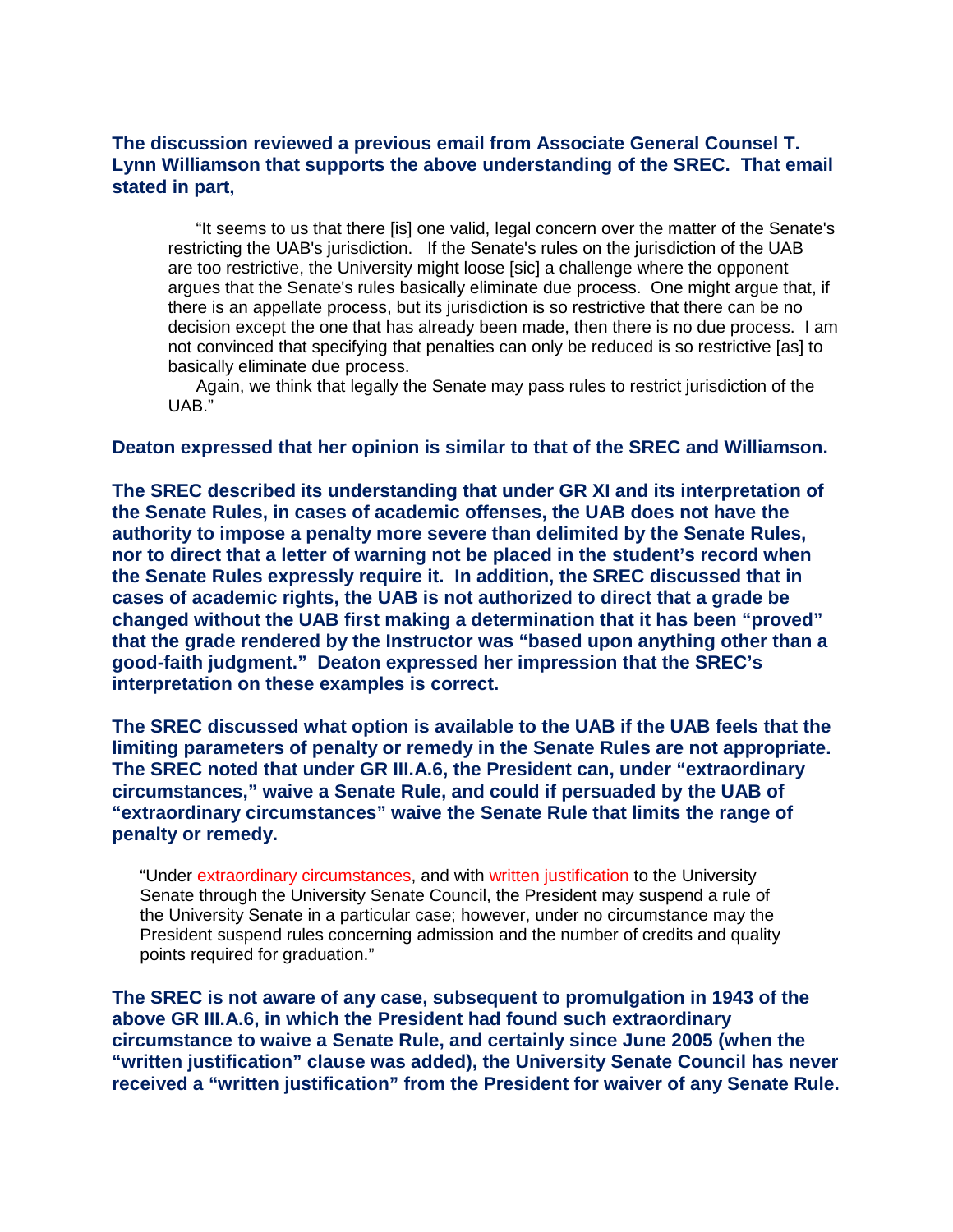**The discussion reviewed a previous email from Associate General Counsel T. Lynn Williamson that supports the above understanding of the SREC. That email stated in part,**

> "It seems to us that there [is] one valid, legal concern over the matter of the Senate's restricting the UAB's jurisdiction. If the Senate's rules on the jurisdiction of the UAB are too restrictive, the University might loose [sic] a challenge where the opponent argues that the Senate's rules basically eliminate due process. One might argue that, if there is an appellate process, but its jurisdiction is so restrictive that there can be no decision except the one that has already been made, then there is no due process. I am not convinced that specifying that penalties can only be reduced is so restrictive [as] to basically eliminate due process.
>
> Again, we think that legally the Senate may pass rules to restrict jurisdiction of the UAB."

**Deaton expressed that her opinion is similar to that of the SREC and Williamson.**

**The SREC described its understanding that under GR XI and its interpretation of the Senate Rules, in cases of academic offenses, the UAB does not have the authority to impose a penalty more severe than delimited by the Senate Rules, nor to direct that a letter of warning not be placed in the student's record when the Senate Rules expressly require it. In addition, the SREC discussed that in cases of academic rights, the UAB is not authorized to direct that a grade be changed without the UAB first making a determination that it has been "proved" that the grade rendered by the Instructor was "based upon anything other than a good-faith judgment." Deaton expressed her impression that the SREC's interpretation on these examples is correct.**

**The SREC discussed what option is available to the UAB if the UAB feels that the limiting parameters of penalty or remedy in the Senate Rules are not appropriate. The SREC noted that under GR III.A.6, the President can, under "extraordinary circumstances," waive a Senate Rule, and could if persuaded by the UAB of "extraordinary circumstances" waive the Senate Rule that limits the range of penalty or remedy.**

> "Under extraordinary circumstances, and with written justification to the University Senate through the University Senate Council, the President may suspend a rule of the University Senate in a particular case; however, under no circumstance may the President suspend rules concerning admission and the number of credits and quality points required for graduation."

**The SREC is not aware of any case, subsequent to promulgation in 1943 of the above GR III.A.6, in which the President had found such extraordinary circumstance to waive a Senate Rule, and certainly since June 2005 (when the "written justification" clause was added), the University Senate Council has never received a "written justification" from the President for waiver of any Senate Rule.**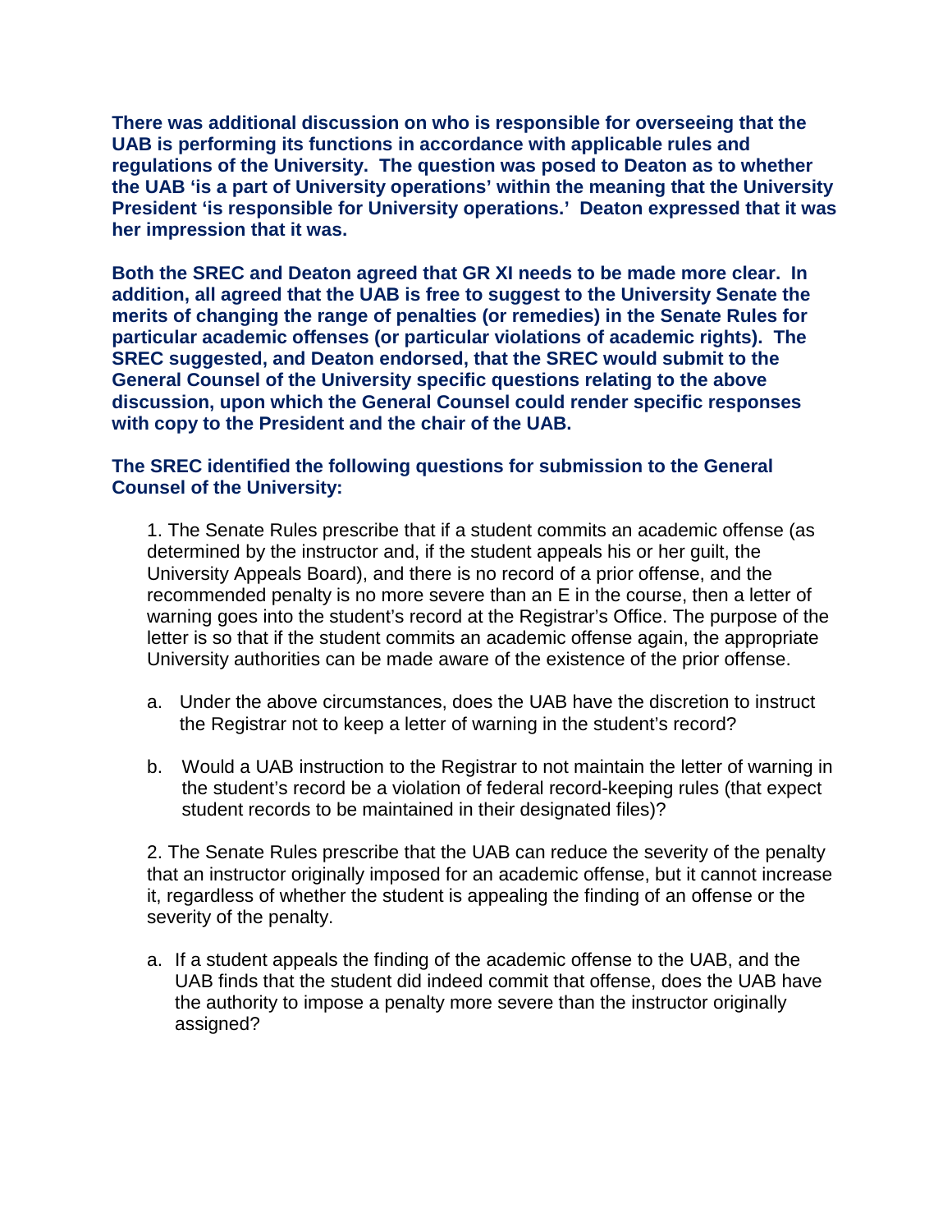**There was additional discussion on who is responsible for overseeing that the UAB is performing its functions in accordance with applicable rules and regulations of the University. The question was posed to Deaton as to whether the UAB 'is a part of University operations' within the meaning that the University President 'is responsible for University operations.' Deaton expressed that it was her impression that it was.**

**Both the SREC and Deaton agreed that GR XI needs to be made more clear. In addition, all agreed that the UAB is free to suggest to the University Senate the merits of changing the range of penalties (or remedies) in the Senate Rules for particular academic offenses (or particular violations of academic rights). The SREC suggested, and Deaton endorsed, that the SREC would submit to the General Counsel of the University specific questions relating to the above discussion, upon which the General Counsel could render specific responses with copy to the President and the chair of the UAB.**

**The SREC identified the following questions for submission to the General Counsel of the University:**

1. The Senate Rules prescribe that if a student commits an academic offense (as determined by the instructor and, if the student appeals his or her guilt, the University Appeals Board), and there is no record of a prior offense, and the recommended penalty is no more severe than an E in the course, then a letter of warning goes into the student's record at the Registrar's Office. The purpose of the letter is so that if the student commits an academic offense again, the appropriate University authorities can be made aware of the existence of the prior offense.

   a. Under the above circumstances, does the UAB have the discretion to instruct the Registrar not to keep a letter of warning in the student's record?

   b. Would a UAB instruction to the Registrar to not maintain the letter of warning in the student's record be a violation of federal record-keeping rules (that expect student records to be maintained in their designated files)?

2. The Senate Rules prescribe that the UAB can reduce the severity of the penalty that an instructor originally imposed for an academic offense, but it cannot increase it, regardless of whether the student is appealing the finding of an offense or the severity of the penalty.

   a. If a student appeals the finding of the academic offense to the UAB, and the UAB finds that the student did indeed commit that offense, does the UAB have the authority to impose a penalty more severe than the instructor originally assigned?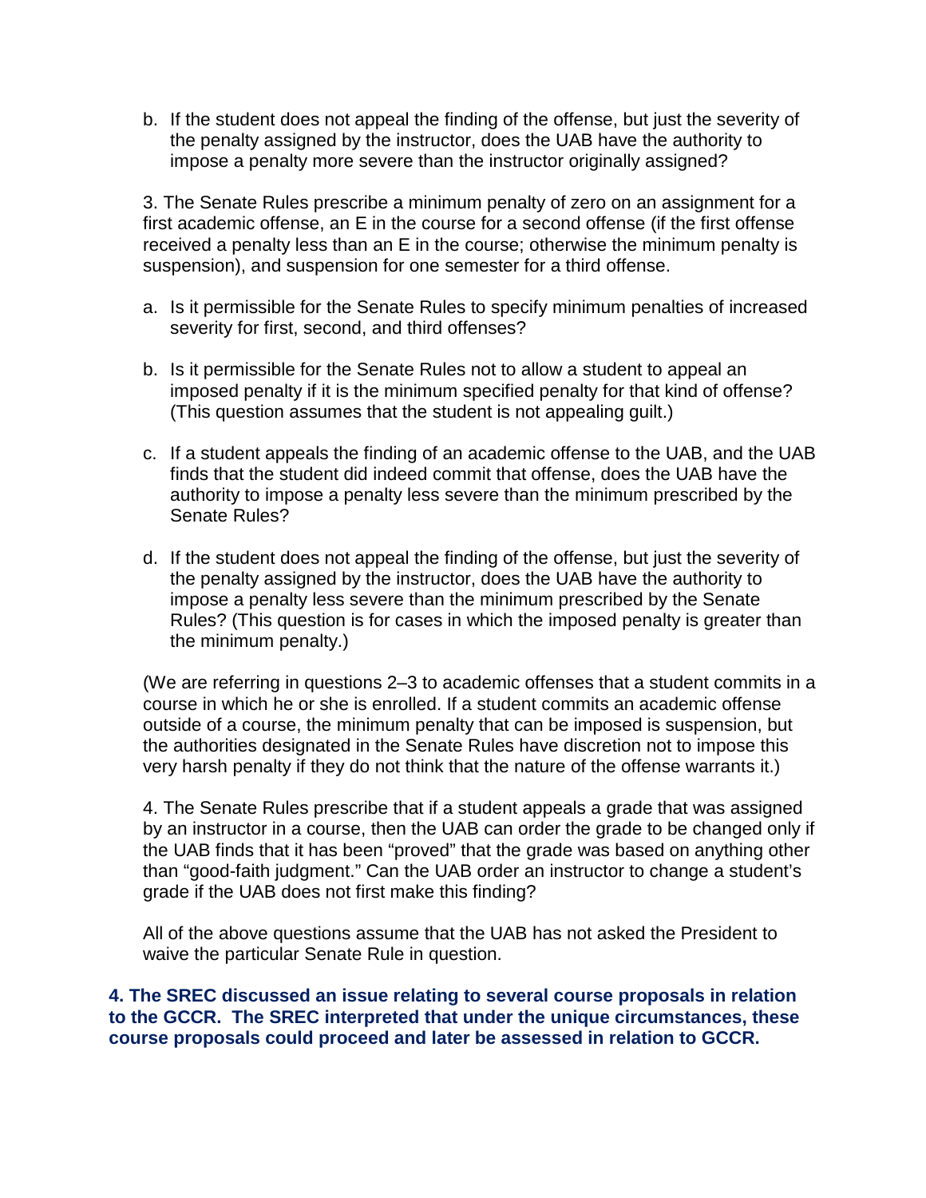b. If the student does not appeal the finding of the offense, but just the severity of the penalty assigned by the instructor, does the UAB have the authority to impose a penalty more severe than the instructor originally assigned?

3. The Senate Rules prescribe a minimum penalty of zero on an assignment for a first academic offense, an E in the course for a second offense (if the first offense received a penalty less than an E in the course; otherwise the minimum penalty is suspension), and suspension for one semester for a third offense.

a. Is it permissible for the Senate Rules to specify minimum penalties of increased severity for first, second, and third offenses?

b. Is it permissible for the Senate Rules not to allow a student to appeal an imposed penalty if it is the minimum specified penalty for that kind of offense? (This question assumes that the student is not appealing guilt.)

c. If a student appeals the finding of an academic offense to the UAB, and the UAB finds that the student did indeed commit that offense, does the UAB have the authority to impose a penalty less severe than the minimum prescribed by the Senate Rules?

d. If the student does not appeal the finding of the offense, but just the severity of the penalty assigned by the instructor, does the UAB have the authority to impose a penalty less severe than the minimum prescribed by the Senate Rules? (This question is for cases in which the imposed penalty is greater than the minimum penalty.)

(We are referring in questions 2–3 to academic offenses that a student commits in a course in which he or she is enrolled. If a student commits an academic offense outside of a course, the minimum penalty that can be imposed is suspension, but the authorities designated in the Senate Rules have discretion not to impose this very harsh penalty if they do not think that the nature of the offense warrants it.)

4. The Senate Rules prescribe that if a student appeals a grade that was assigned by an instructor in a course, then the UAB can order the grade to be changed only if the UAB finds that it has been "proved" that the grade was based on anything other than "good-faith judgment." Can the UAB order an instructor to change a student's grade if the UAB does not first make this finding?

All of the above questions assume that the UAB has not asked the President to waive the particular Senate Rule in question.

**4. The SREC discussed an issue relating to several course proposals in relation to the GCCR. The SREC interpreted that under the unique circumstances, these course proposals could proceed and later be assessed in relation to GCCR.**